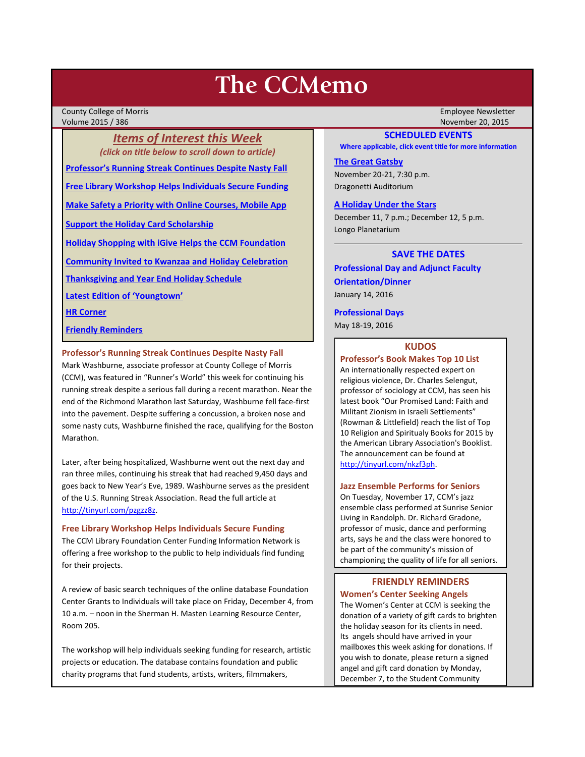# The CCMemo

County College of Morris
Volume 2015 / 386

Employee Newsletter
November 20, 2015

## *Items of Interest this Week*

*(click on title below to scroll down to article)*

- Professor's Running Streak Continues Despite Nasty Fall
- Free Library Workshop Helps Individuals Secure Funding
- Make Safety a Priority with Online Courses, Mobile App
- Support the Holiday Card Scholarship
- Holiday Shopping with iGive Helps the CCM Foundation
- Community Invited to Kwanzaa and Holiday Celebration
- Thanksgiving and Year End Holiday Schedule
- Latest Edition of 'Youngtown'
- HR Corner
- Friendly Reminders

### Professor's Running Streak Continues Despite Nasty Fall

Mark Washburne, associate professor at County College of Morris (CCM), was featured in "Runner's World" this week for continuing his running streak despite a serious fall during a recent marathon. Near the end of the Richmond Marathon last Saturday, Washburne fell face-first into the pavement. Despite suffering a concussion, a broken nose and some nasty cuts, Washburne finished the race, qualifying for the Boston Marathon.

Later, after being hospitalized, Washburne went out the next day and ran three miles, continuing his streak that had reached 9,450 days and goes back to New Year's Eve, 1989. Washburne serves as the president of the U.S. Running Streak Association. Read the full article at http://tinyurl.com/pzgzz8z.

### Free Library Workshop Helps Individuals Secure Funding

The CCM Library Foundation Center Funding Information Network is offering a free workshop to the public to help individuals find funding for their projects.

A review of basic search techniques of the online database Foundation Center Grants to Individuals will take place on Friday, December 4, from 10 a.m. – noon in the Sherman H. Masten Learning Resource Center, Room 205.

The workshop will help individuals seeking funding for research, artistic projects or education. The database contains foundation and public charity programs that fund students, artists, writers, filmmakers,

## SCHEDULED EVENTS

**Where applicable, click event title for more information**

**The Great Gatsby**
November 20-21, 7:30 p.m.
Dragonetti Auditorium

**A Holiday Under the Stars**
December 11, 7 p.m.; December 12, 5 p.m.
Longo Planetarium

## SAVE THE DATES

**Professional Day and Adjunct Faculty Orientation/Dinner**
January 14, 2016

**Professional Days**
May 18-19, 2016

## KUDOS

### Professor's Book Makes Top 10 List

An internationally respected expert on religious violence, Dr. Charles Selengut, professor of sociology at CCM, has seen his latest book "Our Promised Land: Faith and Militant Zionism in Israeli Settlements" (Rowman & Littlefield) reach the list of Top 10 Religion and Spiritualy Books for 2015 by the American Library Association's Booklist. The announcement can be found at http://tinyurl.com/nkzf3ph.

### Jazz Ensemble Performs for Seniors

On Tuesday, November 17, CCM's jazz ensemble class performed at Sunrise Senior Living in Randolph. Dr. Richard Gradone, professor of music, dance and performing arts, says he and the class were honored to be part of the community's mission of championing the quality of life for all seniors.

## FRIENDLY REMINDERS

### Women's Center Seeking Angels

The Women's Center at CCM is seeking the donation of a variety of gift cards to brighten the holiday season for its clients in need. Its angels should have arrived in your mailboxes this week asking for donations. If you wish to donate, please return a signed angel and gift card donation by Monday, December 7, to the Student Community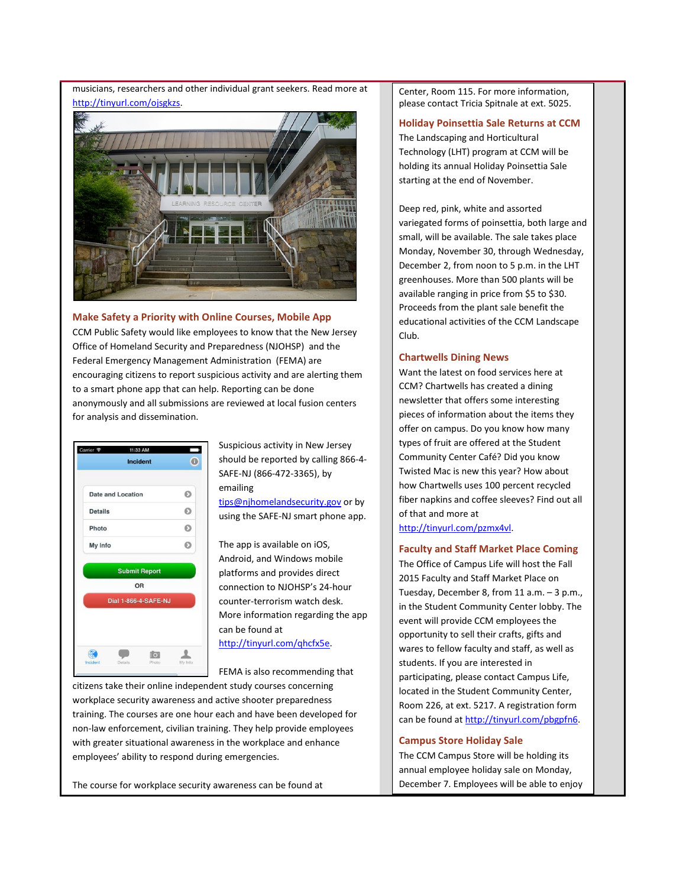musicians, researchers and other individual grant seekers. Read more at http://tinyurl.com/ojsgkzs.

## Make Safety a Priority with Online Courses, Mobile App

CCM Public Safety would like employees to know that the New Jersey Office of Homeland Security and Preparedness (NJOHSP) and the Federal Emergency Management Administration (FEMA) are encouraging citizens to report suspicious activity and are alerting them to a smart phone app that can help. Reporting can be done anonymously and all submissions are reviewed at local fusion centers for analysis and dissemination.

Suspicious activity in New Jersey should be reported by calling 866-4-SAFE-NJ (866-472-3365), by emailing tips@njhomelandsecurity.gov or by using the SAFE-NJ smart phone app.

The app is available on iOS, Android, and Windows mobile platforms and provides direct connection to NJOHSP's 24-hour counter-terrorism watch desk. More information regarding the app can be found at http://tinyurl.com/qhcfx5e.

FEMA is also recommending that citizens take their online independent study courses concerning workplace security awareness and active shooter preparedness training. The courses are one hour each and have been developed for non-law enforcement, civilian training. They help provide employees with greater situational awareness in the workplace and enhance employees' ability to respond during emergencies.

The course for workplace security awareness can be found at

Center, Room 115. For more information, please contact Tricia Spitnale at ext. 5025.

## Holiday Poinsettia Sale Returns at CCM

The Landscaping and Horticultural Technology (LHT) program at CCM will be holding its annual Holiday Poinsettia Sale starting at the end of November.

Deep red, pink, white and assorted variegated forms of poinsettia, both large and small, will be available. The sale takes place Monday, November 30, through Wednesday, December 2, from noon to 5 p.m. in the LHT greenhouses. More than 500 plants will be available ranging in price from $5 to $30. Proceeds from the plant sale benefit the educational activities of the CCM Landscape Club.

## Chartwells Dining News

Want the latest on food services here at CCM? Chartwells has created a dining newsletter that offers some interesting pieces of information about the items they offer on campus. Do you know how many types of fruit are offered at the Student Community Center Café? Did you know Twisted Mac is new this year? How about how Chartwells uses 100 percent recycled fiber napkins and coffee sleeves? Find out all of that and more at http://tinyurl.com/pzmx4vl.

## Faculty and Staff Market Place Coming

The Office of Campus Life will host the Fall 2015 Faculty and Staff Market Place on Tuesday, December 8, from 11 a.m. – 3 p.m., in the Student Community Center lobby. The event will provide CCM employees the opportunity to sell their crafts, gifts and wares to fellow faculty and staff, as well as students. If you are interested in participating, please contact Campus Life, located in the Student Community Center, Room 226, at ext. 5217. A registration form can be found at http://tinyurl.com/pbgpfn6.

## Campus Store Holiday Sale

The CCM Campus Store will be holding its annual employee holiday sale on Monday, December 7. Employees will be able to enjoy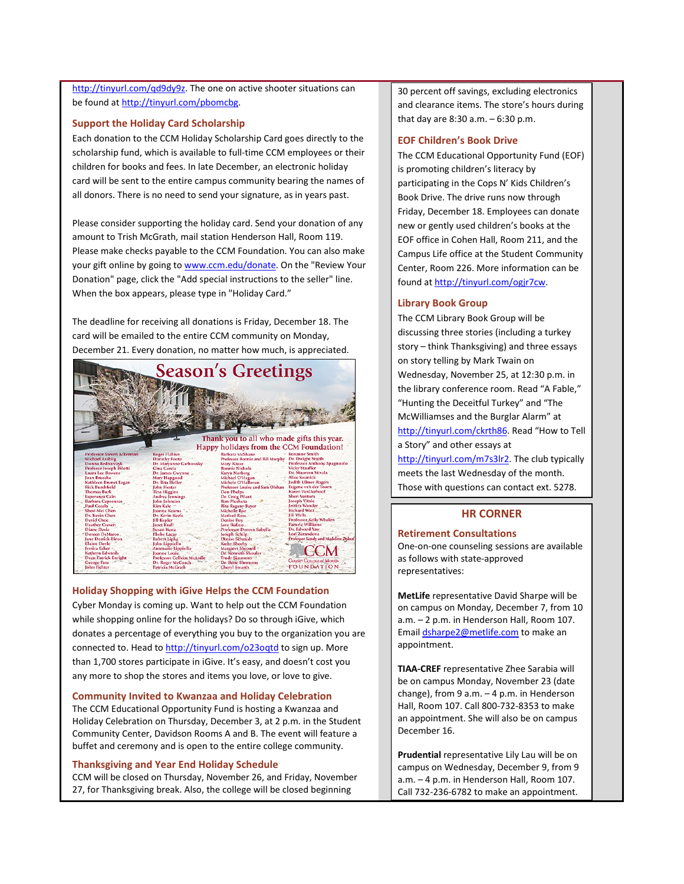http://tinyurl.com/qd9dy9z. The one on active shooter situations can be found at http://tinyurl.com/pbomcbg.

### Support the Holiday Card Scholarship

Each donation to the CCM Holiday Scholarship Card goes directly to the scholarship fund, which is available to full-time CCM employees or their children for books and fees. In late December, an electronic holiday card will be sent to the entire campus community bearing the names of all donors. There is no need to send your signature, as in years past.

Please consider supporting the holiday card. Send your donation of any amount to Trish McGrath, mail station Henderson Hall, Room 119. Please make checks payable to the CCM Foundation. You can also make your gift online by going to www.ccm.edu/donate. On the "Review Your Donation" page, click the "Add special instructions to the seller" line. When the box appears, please type in "Holiday Card."

The deadline for receiving all donations is Friday, December 18. The card will be emailed to the entire CCM community on Monday, December 21. Every donation, no matter how much, is appreciated.

**Season's Greetings**

Thank you to all who made gifts this year.
Happy holidays from the CCM Foundation!

### Holiday Shopping with iGive Helps the CCM Foundation

Cyber Monday is coming up. Want to help out the CCM Foundation while shopping online for the holidays? Do so through iGive, which donates a percentage of everything you buy to the organization you are connected to. Head to http://tinyurl.com/o23oqtd to sign up. More than 1,700 stores participate in iGive. It's easy, and doesn't cost you any more to shop the stores and items you love, or love to give.

### Community Invited to Kwanzaa and Holiday Celebration

The CCM Educational Opportunity Fund is hosting a Kwanzaa and Holiday Celebration on Thursday, December 3, at 2 p.m. in the Student Community Center, Davidson Rooms A and B. The event will feature a buffet and ceremony and is open to the entire college community.

### Thanksgiving and Year End Holiday Schedule

CCM will be closed on Thursday, November 26, and Friday, November 27, for Thanksgiving break. Also, the college will be closed beginning

30 percent off savings, excluding electronics and clearance items. The store's hours during that day are 8:30 a.m. – 6:30 p.m.

### EOF Children's Book Drive

The CCM Educational Opportunity Fund (EOF) is promoting children's literacy by participating in the Cops N' Kids Children's Book Drive. The drive runs now through Friday, December 18. Employees can donate new or gently used children's books at the EOF office in Cohen Hall, Room 211, and the Campus Life office at the Student Community Center, Room 226. More information can be found at http://tinyurl.com/ogjr7cw.

### Library Book Group

The CCM Library Book Group will be discussing three stories (including a turkey story – think Thanksgiving) and three essays on story telling by Mark Twain on Wednesday, November 25, at 12:30 p.m. in the library conference room. Read "A Fable," "Hunting the Deceitful Turkey" and "The McWilliamses and the Burglar Alarm" at http://tinyurl.com/ckrth86. Read "How to Tell a Story" and other essays at http://tinyurl.com/m7s3lr2. The club typically meets the last Wednesday of the month. Those with questions can contact ext. 5278.

## HR CORNER

### Retirement Consultations

One-on-one counseling sessions are available as follows with state-approved representatives:

**MetLife** representative David Sharpe will be on campus on Monday, December 7, from 10 a.m. – 2 p.m. in Henderson Hall, Room 107. Email dsharpe2@metlife.com to make an appointment.

**TIAA-CREF** representative Zhee Sarabia will be on campus Monday, November 23 (date change), from 9 a.m. – 4 p.m. in Henderson Hall, Room 107. Call 800-732-8353 to make an appointment. She will also be on campus December 16.

**Prudential** representative Lily Lau will be on campus on Wednesday, December 9, from 9 a.m. – 4 p.m. in Henderson Hall, Room 107. Call 732-236-6782 to make an appointment.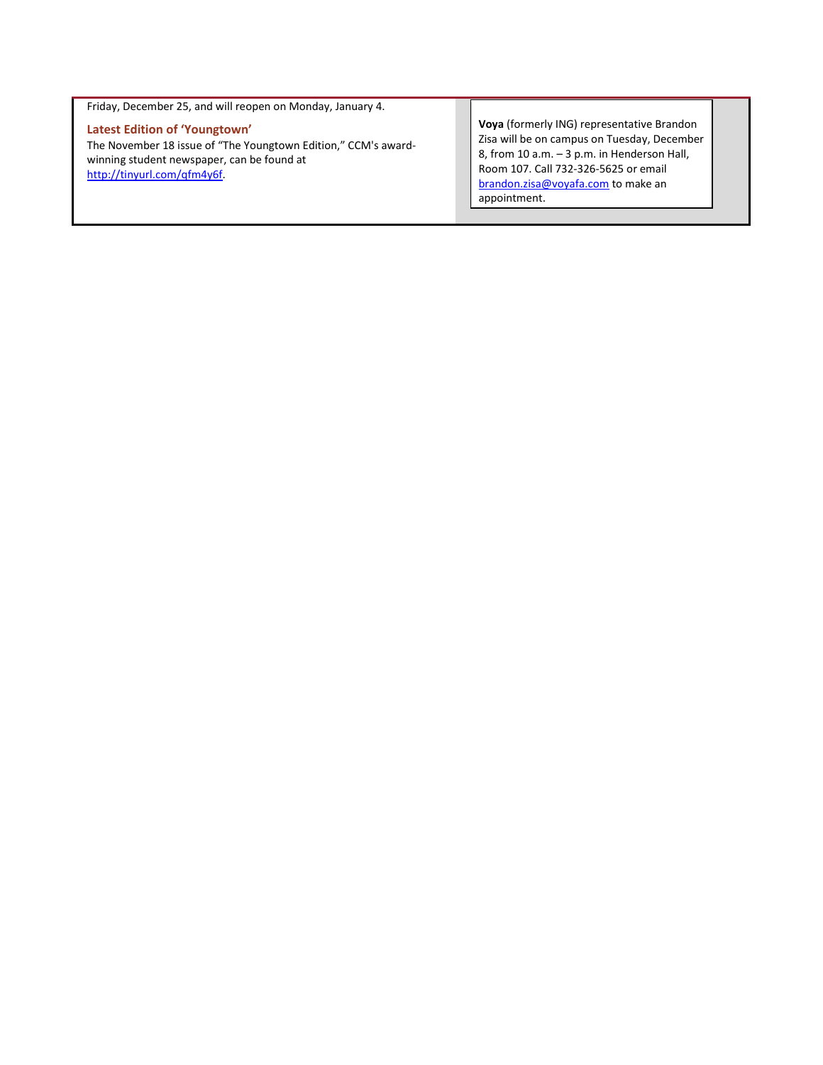Friday, December 25, and will reopen on Monday, January 4.

### Latest Edition of 'Youngtown'

The November 18 issue of "The Youngtown Edition," CCM's award-winning student newspaper, can be found at http://tinyurl.com/qfm4y6f.

**Voya** (formerly ING) representative Brandon Zisa will be on campus on Tuesday, December 8, from 10 a.m. – 3 p.m. in Henderson Hall, Room 107. Call 732-326-5625 or email brandon.zisa@voyafa.com to make an appointment.